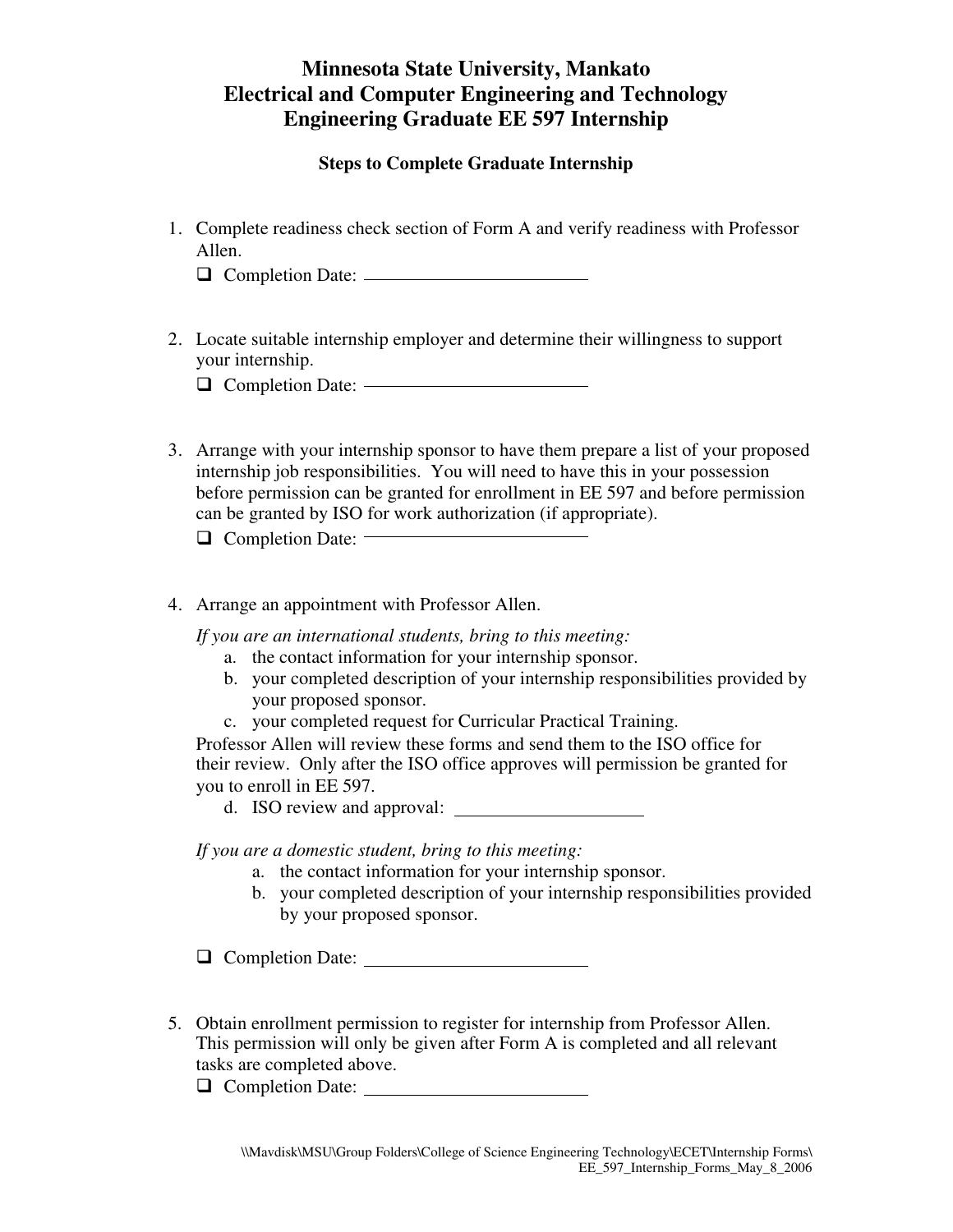# Minnesota State University, Mankato
# Electrical and Computer Engineering and Technology
# Engineering Graduate EE 597 Internship

## Steps to Complete Graduate Internship

1. Complete readiness check section of Form A and verify readiness with Professor Allen.
   - ❑ Completion Date: ________________________

2. Locate suitable internship employer and determine their willingness to support your internship.
   - ❑ Completion Date: ________________________

3. Arrange with your internship sponsor to have them prepare a list of your proposed internship job responsibilities. You will need to have this in your possession before permission can be granted for enrollment in EE 597 and before permission can be granted by ISO for work authorization (if appropriate).
   - ❑ Completion Date: ________________________

4. Arrange an appointment with Professor Allen.

   *If you are an international students, bring to this meeting:*
   a. the contact information for your internship sponsor.
   b. your completed description of your internship responsibilities provided by your proposed sponsor.
   c. your completed request for Curricular Practical Training.

   Professor Allen will review these forms and send them to the ISO office for their review. Only after the ISO office approves will permission be granted for you to enroll in EE 597.
   d. ISO review and approval: ____________________

   *If you are a domestic student, bring to this meeting:*
   a. the contact information for your internship sponsor.
   b. your completed description of your internship responsibilities provided by your proposed sponsor.

   - ❑ Completion Date: ________________________

5. Obtain enrollment permission to register for internship from Professor Allen. This permission will only be given after Form A is completed and all relevant tasks are completed above.
   - ❑ Completion Date: ________________________

\\Mavdisk\MSU\Group Folders\College of Science Engineering Technology\ECET\Internship Forms\EE_597_Internship_Forms_May_8_2006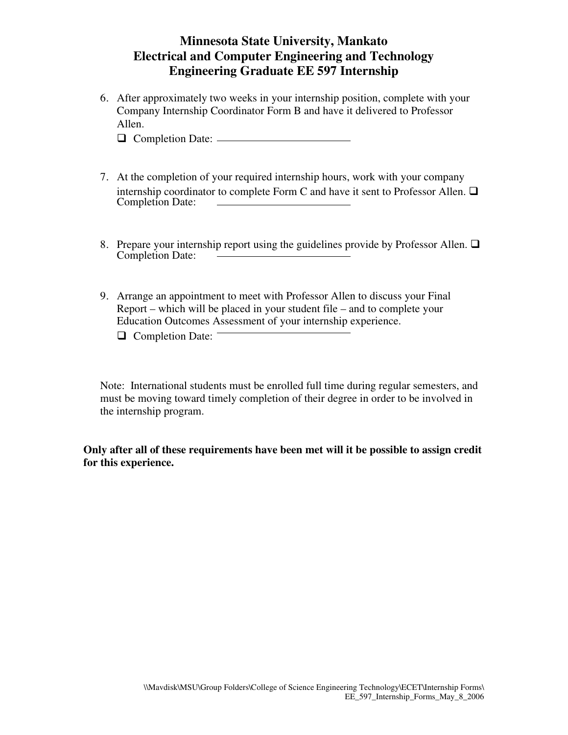# Minnesota State University, Mankato
# Electrical and Computer Engineering and Technology
# Engineering Graduate EE 597 Internship

6. After approximately two weeks in your internship position, complete with your Company Internship Coordinator Form B and have it delivered to Professor Allen.
   - ❑ Completion Date: ______________________

7. At the completion of your required internship hours, work with your company internship coordinator to complete Form C and have it sent to Professor Allen. ❑ Completion Date: ______________________

8. Prepare your internship report using the guidelines provide by Professor Allen. ❑ Completion Date: ______________________

9. Arrange an appointment to meet with Professor Allen to discuss your Final Report – which will be placed in your student file – and to complete your Education Outcomes Assessment of your internship experience.
   - ❑ Completion Date: ______________________

Note: International students must be enrolled full time during regular semesters, and must be moving toward timely completion of their degree in order to be involved in the internship program.

**Only after all of these requirements have been met will it be possible to assign credit for this experience.**

\\Mavdisk\MSU\Group Folders\College of Science Engineering Technology\ECET\Internship Forms\EE_597_Internship_Forms_May_8_2006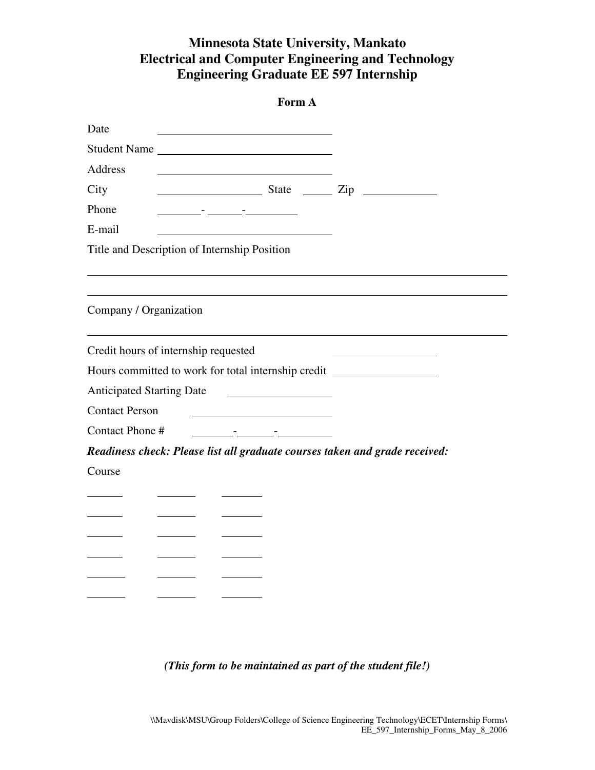# Minnesota State University, Mankato
# Electrical and Computer Engineering and Technology
# Engineering Graduate EE 597 Internship

**Form A**

Date ______________________________

Student Name ______________________________

Address ______________________________

City ________________ State _____ Zip ___________

Phone _______-_____-________

E-mail ______________________________

Title and Description of Internship Position

______________________________________________________________________

______________________________________________________________________

Company / Organization

______________________________________________________________________

Credit hours of internship requested ________________

Hours committed to work for total internship credit ________________

Anticipated Starting Date ________________

Contact Person ______________________

Contact Phone # _______-______-________

***Readiness check: Please list all graduate courses taken and grade received:***

Course

______ ______ ______

______ ______ ______

______ ______ ______

______ ______ ______

______ ______ ______

______ ______ ______

***(This form to be maintained as part of the student file!)***

\\Mavdisk\MSU\Group Folders\College of Science Engineering Technology\ECET\Internship Forms\EE_597_Internship_Forms_May_8_2006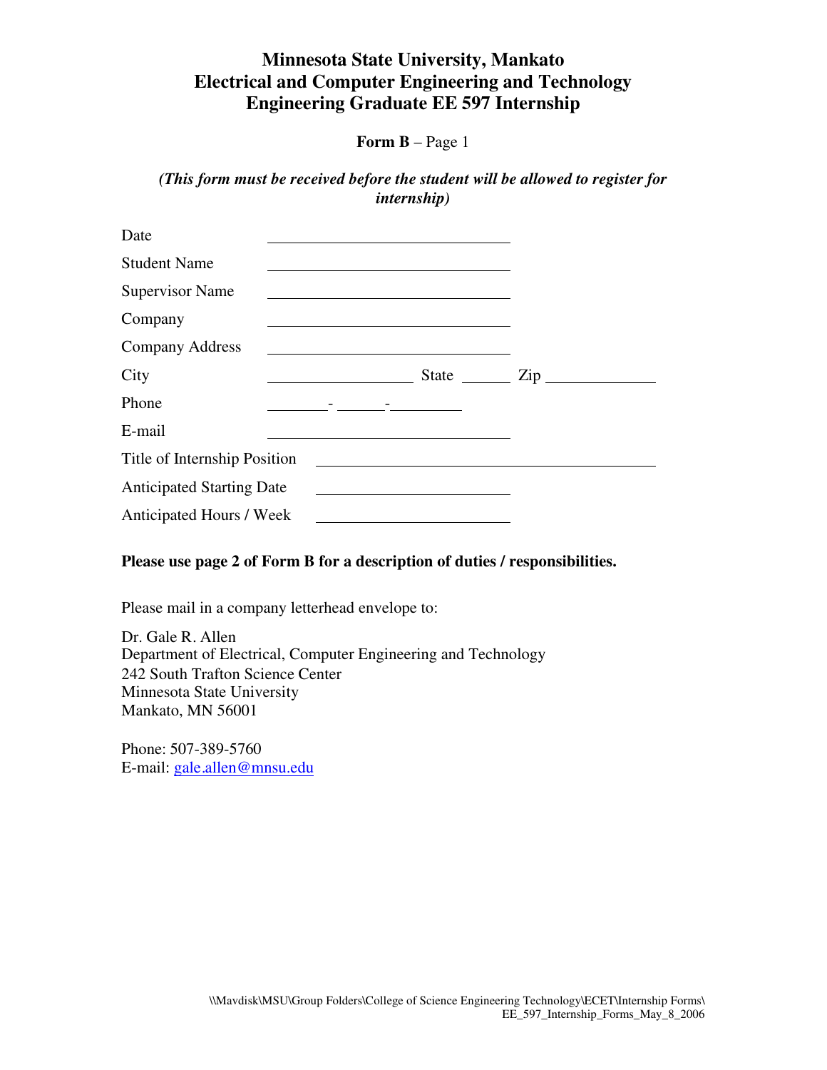# Minnesota State University, Mankato
# Electrical and Computer Engineering and Technology
# Engineering Graduate EE 597 Internship

**Form B** – Page 1

***(This form must be received before the student will be allowed to register for internship)***

Date ______________________________

Student Name ______________________________

Supervisor Name ______________________________

Company ______________________________

Company Address ______________________________

City __________________ State ______ Zip _____________

Phone ________- ______-_________

E-mail ______________________________

Title of Internship Position ____________________________________________

Anticipated Starting Date ________________________

Anticipated Hours / Week ________________________

**Please use page 2 of Form B for a description of duties / responsibilities.**

Please mail in a company letterhead envelope to:

Dr. Gale R. Allen
Department of Electrical, Computer Engineering and Technology
242 South Trafton Science Center
Minnesota State University
Mankato, MN 56001

Phone: 507-389-5760
E-mail: gale.allen@mnsu.edu

\\Mavdisk\MSU\Group Folders\College of Science Engineering Technology\ECET\Internship Forms\
EE_597_Internship_Forms_May_8_2006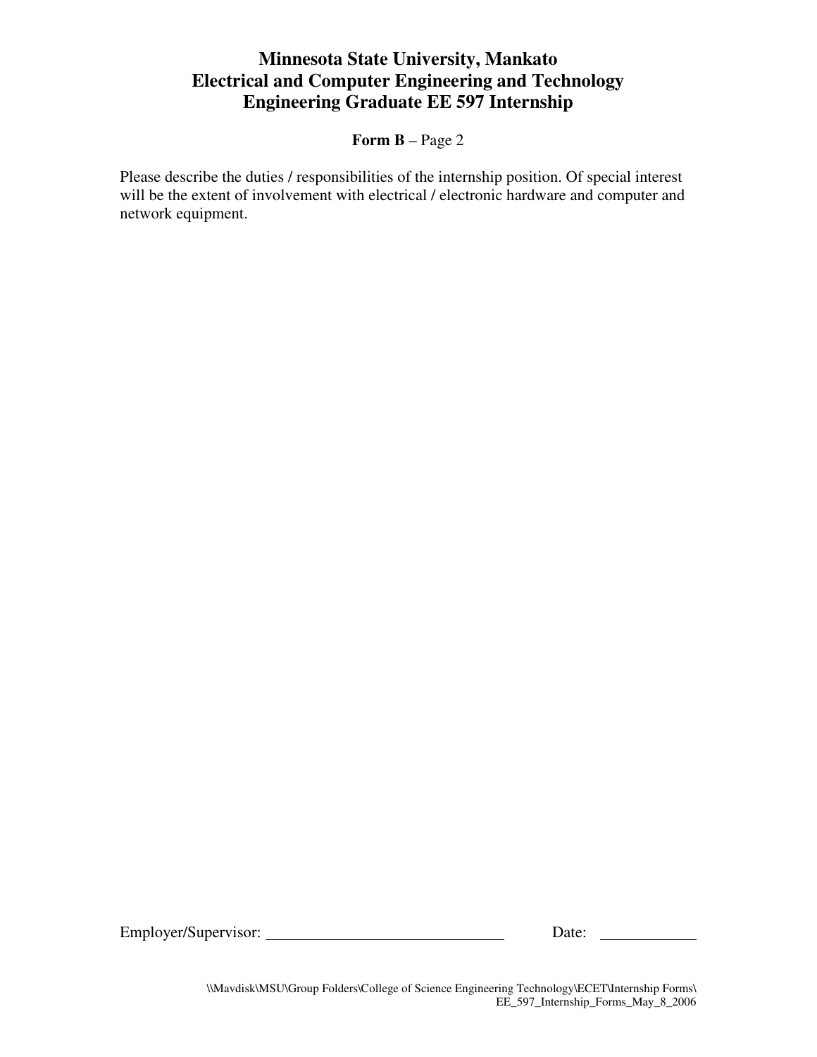# Minnesota State University, Mankato
# Electrical and Computer Engineering and Technology
# Engineering Graduate EE 597 Internship

**Form B** – Page 2

Please describe the duties / responsibilities of the internship position. Of special interest will be the extent of involvement with electrical / electronic hardware and computer and network equipment.

Employer/Supervisor: ______________________________ Date: ____________

\\Mavdisk\MSU\Group Folders\College of Science Engineering Technology\ECET\Internship Forms\EE_597_Internship_Forms_May_8_2006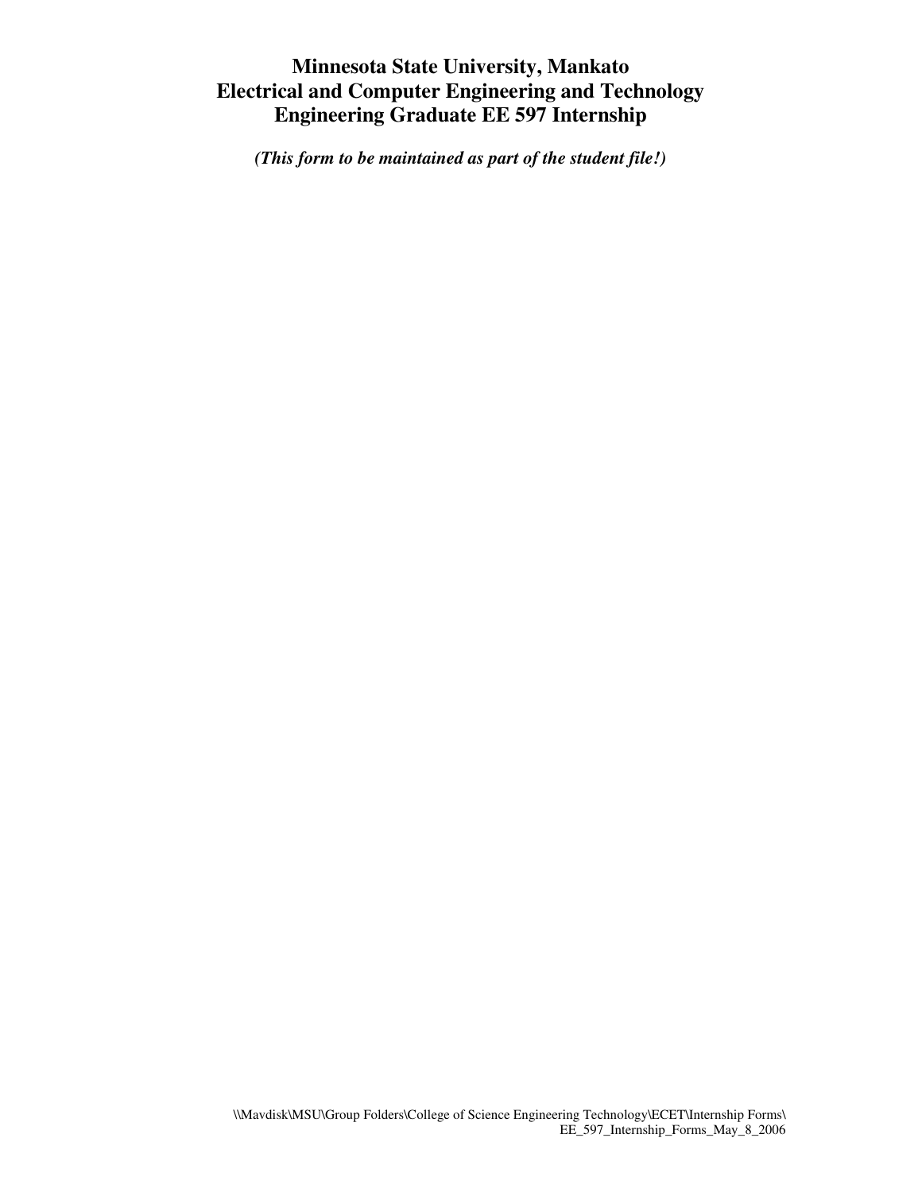# Minnesota State University, Mankato
# Electrical and Computer Engineering and Technology
# Engineering Graduate EE 597 Internship

***(This form to be maintained as part of the student file!)***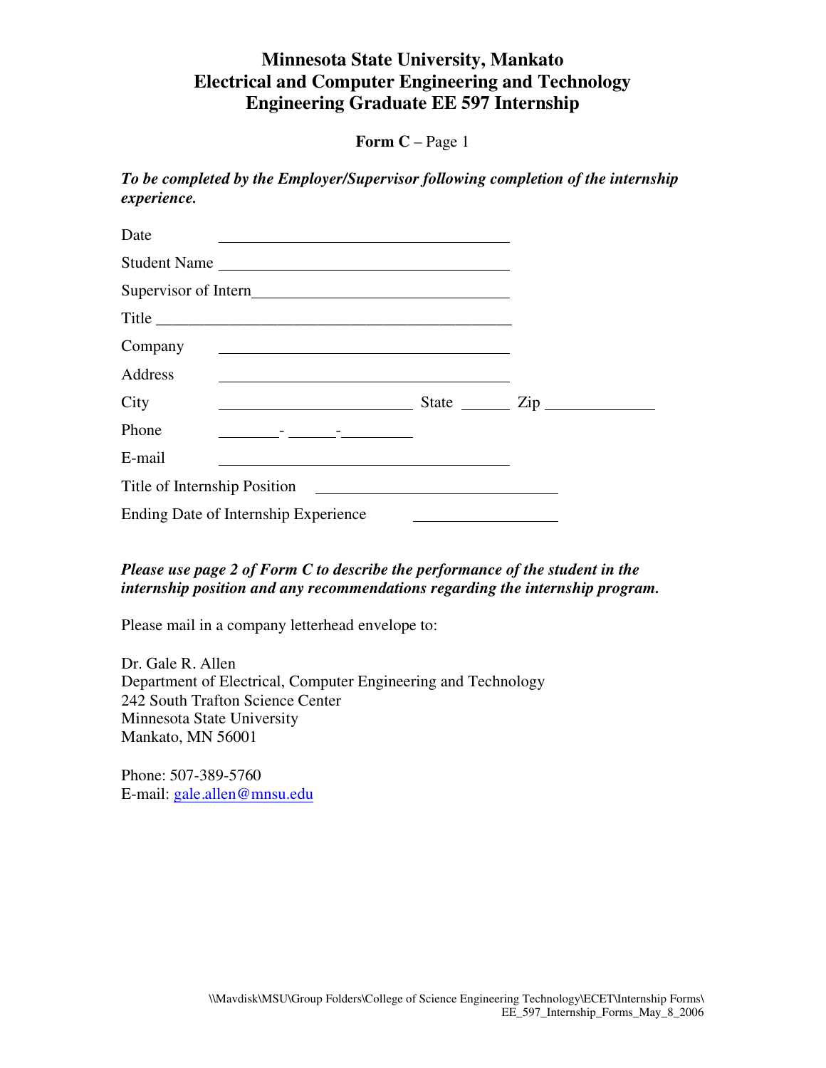# Minnesota State University, Mankato
# Electrical and Computer Engineering and Technology
# Engineering Graduate EE 597 Internship

**Form C** – Page 1

***To be completed by the Employer/Supervisor following completion of the internship experience.***

Date ______________________________________

Student Name ______________________________________

Supervisor of Intern______________________________________

Title ______________________________________________

Company ______________________________________

Address ______________________________________

City ________________________ State ______ Zip _____________

Phone ________-______-_________

E-mail ______________________________________

Title of Internship Position ______________________________

Ending Date of Internship Experience __________________

***Please use page 2 of Form C to describe the performance of the student in the internship position and any recommendations regarding the internship program.***

Please mail in a company letterhead envelope to:

Dr. Gale R. Allen
Department of Electrical, Computer Engineering and Technology
242 South Trafton Science Center
Minnesota State University
Mankato, MN 56001

Phone: 507-389-5760
E-mail: gale.allen@mnsu.edu

\\Mavdisk\MSU\Group Folders\College of Science Engineering Technology\ECET\Internship Forms\EE_597_Internship_Forms_May_8_2006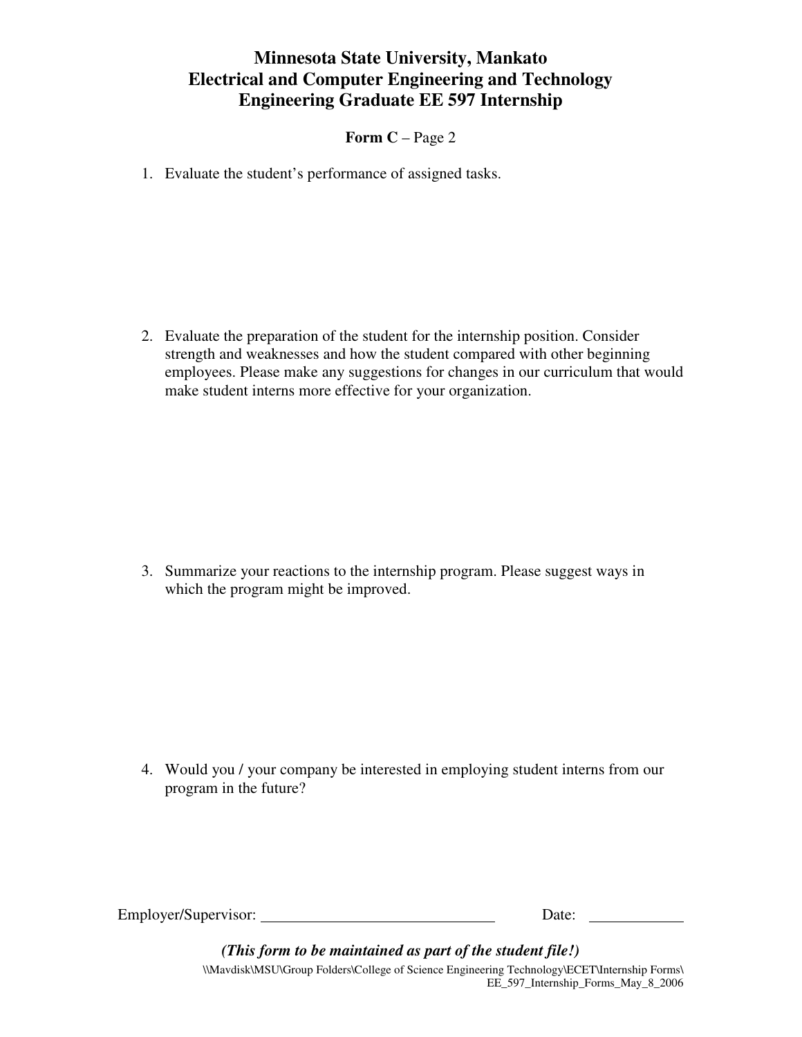# Minnesota State University, Mankato
# Electrical and Computer Engineering and Technology
# Engineering Graduate EE 597 Internship

**Form C** – Page 2

1. Evaluate the student's performance of assigned tasks.

2. Evaluate the preparation of the student for the internship position. Consider strength and weaknesses and how the student compared with other beginning employees. Please make any suggestions for changes in our curriculum that would make student interns more effective for your organization.

3. Summarize your reactions to the internship program. Please suggest ways in which the program might be improved.

4. Would you / your company be interested in employing student interns from our program in the future?

Employer/Supervisor: ______________________________ Date: ____________

***(This form to be maintained as part of the student file!)***

\\Mavdisk\MSU\Group Folders\College of Science Engineering Technology\ECET\Internship Forms\EE_597_Internship_Forms_May_8_2006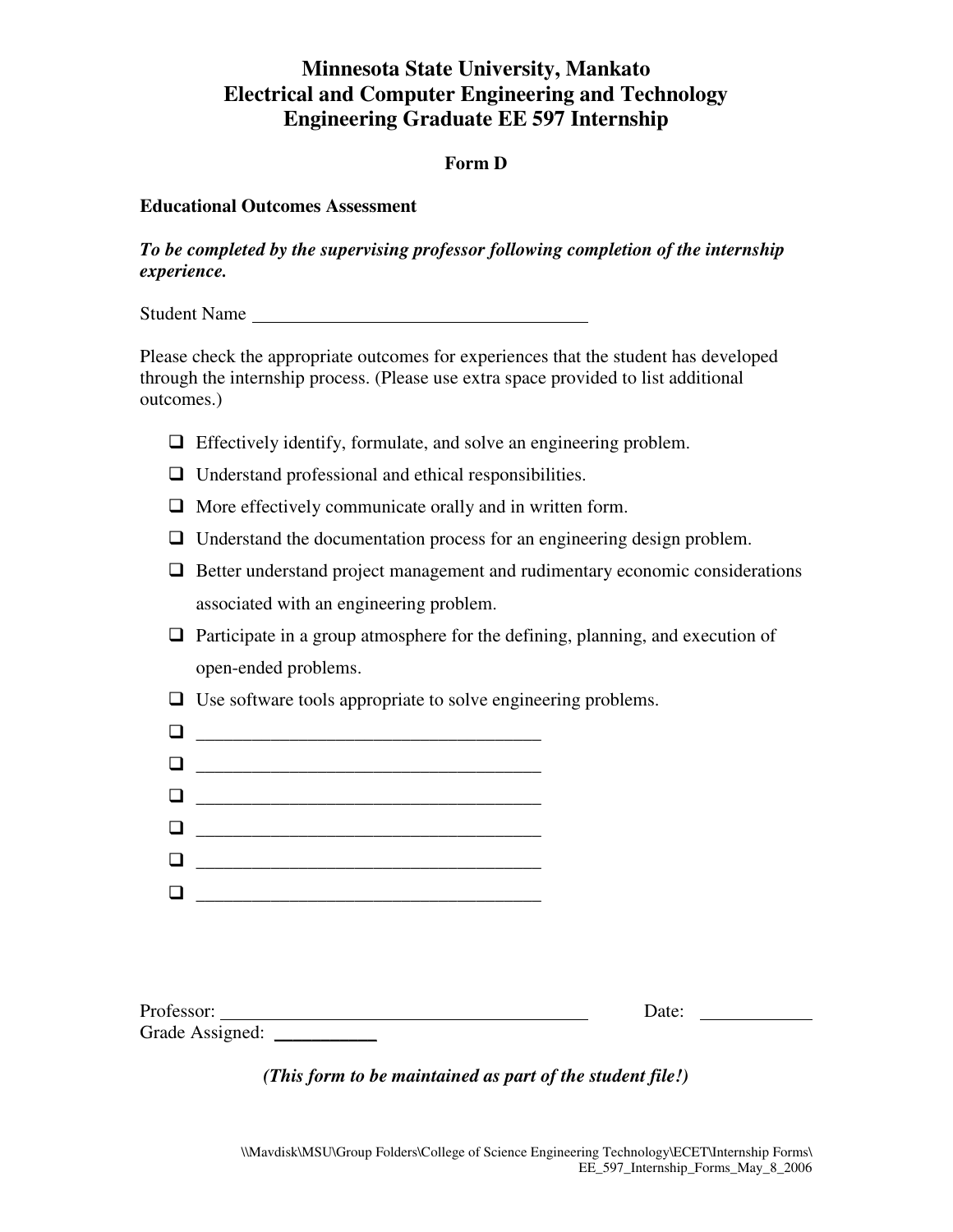# Minnesota State University, Mankato
# Electrical and Computer Engineering and Technology
# Engineering Graduate EE 597 Internship

**Form D**

**Educational Outcomes Assessment**

***To be completed by the supervising professor following completion of the internship experience.***

Student Name ____________________________________

Please check the appropriate outcomes for experiences that the student has developed through the internship process. (Please use extra space provided to list additional outcomes.)

- ☐ Effectively identify, formulate, and solve an engineering problem.
- ☐ Understand professional and ethical responsibilities.
- ☐ More effectively communicate orally and in written form.
- ☐ Understand the documentation process for an engineering design problem.
- ☐ Better understand project management and rudimentary economic considerations associated with an engineering problem.
- ☐ Participate in a group atmosphere for the defining, planning, and execution of open-ended problems.
- ☐ Use software tools appropriate to solve engineering problems.
- ☐ ____________________________________
- ☐ ____________________________________
- ☐ ____________________________________
- ☐ ____________________________________
- ☐ ____________________________________
- ☐ ____________________________________

Professor: ________________________________________ Date: ____________

Grade Assigned: ___________

***(This form to be maintained as part of the student file!)***

\\Mavdisk\MSU\Group Folders\College of Science Engineering Technology\ECET\Internship Forms\EE_597_Internship_Forms_May_8_2006